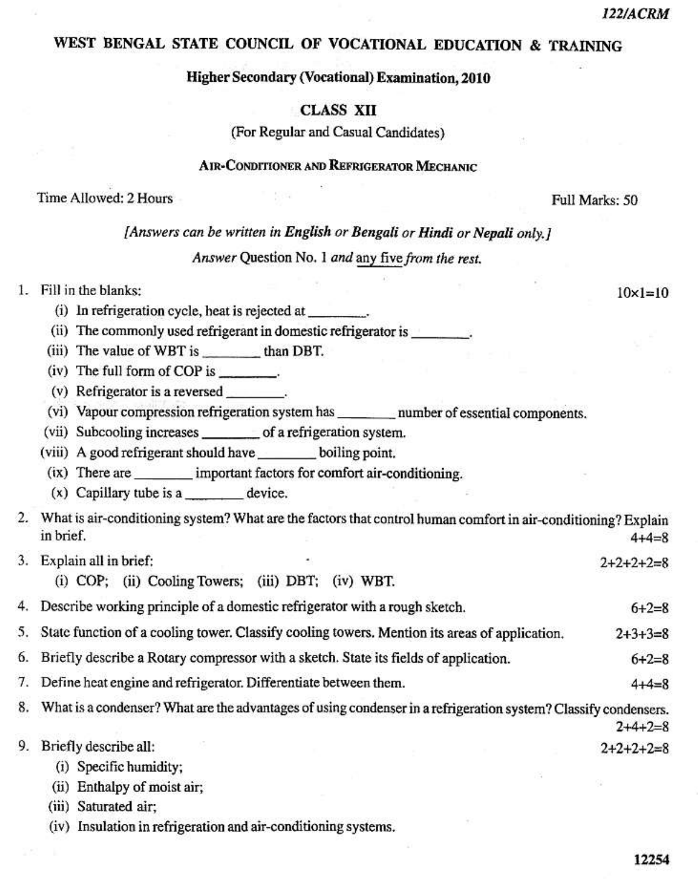122/ACRM

# WEST BENGAL STATE COUNCIL OF VOCATIONAL EDUCATION & TRAINING

## Higher Secondary (Vocational) Examination, 2010

## CLASS XII

(For Regular and Casual Candidates)

### AIR-CONDITIONER AND REFRIGERATOR MECHANIC

Time Allowed: 2 Hours — Full Marks: 50

*[Answers can be written in **English** or **Bengali** or **Hindi** or **Nepali** only.]*

*Answer* Question No. 1 *and* any five *from the rest.*

1. Fill in the blanks: $10 \times 1 = 10$
   - (i) In refrigeration cycle, heat is rejected at ________.
   - (ii) The commonly used refrigerant in domestic refrigerator is ________.
   - (iii) The value of WBT is ________ than DBT.
   - (iv) The full form of COP is ________.
   - (v) Refrigerator is a reversed ________.
   - (vi) Vapour compression refrigeration system has ________ number of essential components.
   - (vii) Subcooling increases ________ of a refrigeration system.
   - (viii) A good refrigerant should have ________ boiling point.
   - (ix) There are ________ important factors for comfort air-conditioning.
   - (x) Capillary tube is a ________ device.

2. What is air-conditioning system? What are the factors that control human comfort in air-conditioning? Explain in brief. $4+4=8$

3. Explain all in brief: $2+2+2+2=8$
   (i) COP; (ii) Cooling Towers; (iii) DBT; (iv) WBT.

4. Describe working principle of a domestic refrigerator with a rough sketch. $6+2=8$

5. State function of a cooling tower. Classify cooling towers. Mention its areas of application. $2+3+3=8$

6. Briefly describe a Rotary compressor with a sketch. State its fields of application. $6+2=8$

7. Define heat engine and refrigerator. Differentiate between them. $4+4=8$

8. What is a condenser? What are the advantages of using condenser in a refrigeration system? Classify condensers. $2+4+2=8$

9. Briefly describe all: $2+2+2+2=8$
   - (i) Specific humidity;
   - (ii) Enthalpy of moist air;
   - (iii) Saturated air;
   - (iv) Insulation in refrigeration and air-conditioning systems.

12254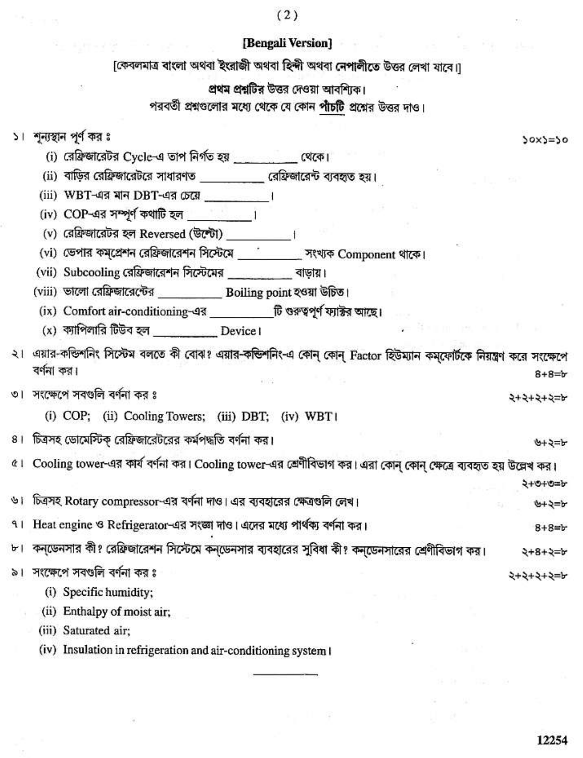## [Bengali Version]

[কেবলমাত্র বাংলা অথবা ইংরাজী অথবা হিন্দী অথবা নেপালীতে উত্তর লেখা যাবে।]

**প্রথম প্রশ্নটির উত্তর দেওয়া আবশ্যিক।**

পরবর্তী প্রশ্নগুলোর মধ্যে থেকে যে কোন **পাঁচটি** প্রশ্নের উত্তর দাও।

১। শূন্যস্থান পূর্ণ কর ঃ ১০×১=১০

(i) রেফ্রিজারেটর Cycle-এ তাপ নির্গত হয় \_\_\_\_\_\_\_\_ থেকে।

(ii) বাড়ির রেফ্রিজারেটরে সাধারণত \_\_\_\_\_\_\_\_ রেফ্রিজারেন্ট ব্যবহৃত হয়।

(iii) WBT-এর মান DBT-এর চেয়ে \_\_\_\_\_\_\_\_।

(iv) COP-এর সম্পূর্ণ কথাটি হল \_\_\_\_\_\_\_\_।

(v) রেফ্রিজারেটর হল Reversed (উল্টো) \_\_\_\_\_\_\_\_।

(vi) ভেপার কম্প্রেশন রেফ্রিজারেশন সিস্টেমে \_\_\_\_\_\_\_\_ সংখ্যক Component থাকে।

(vii) Subcooling রেফ্রিজারেশন সিস্টেমের \_\_\_\_\_\_\_\_ বাড়ায়।

(viii) ভালো রেফ্রিজারেন্টের \_\_\_\_\_\_\_\_ Boiling point হওয়া উচিত।

(ix) Comfort air-conditioning-এর \_\_\_\_\_\_\_\_টি গুরুত্বপূর্ণ ফ্যাক্টর আছে।

(x) ক্যাপিলারি টিউব হল \_\_\_\_\_\_\_\_ Device।

২। এয়ার-কন্ডিশনিং সিস্টেম বলতে কী বোঝ? এয়ার-কন্ডিশনিং-এ কোন্ কোন্ Factor হিউম্যান কমফোর্টকে নিয়ন্ত্রণ করে সংক্ষেপে বর্ণনা কর। ৪+৪=৮

৩। সংক্ষেপে সবগুলি বর্ণনা কর ঃ ২+২+২+২=৮

(i) COP; (ii) Cooling Towers; (iii) DBT; (iv) WBT।

৪। চিত্রসহ ডোমেস্টিক্ রেফ্রিজারেটরের কর্মপদ্ধতি বর্ণনা কর। ৬+২=৮

৫। Cooling tower-এর কার্য বর্ণনা কর। Cooling tower-এর শ্রেণীবিভাগ কর। এরা কোন্ কোন্ ক্ষেত্রে ব্যবহৃত হয় উল্লেখ কর। ২+৩+৩=৮

৬। চিত্রসহ Rotary compressor-এর বর্ণনা দাও। এর ব্যবহারের ক্ষেত্রগুলি লেখ। ৬+২=৮

৭। Heat engine ও Refrigerator-এর সংজ্ঞা দাও। এদের মধ্যে পার্থক্য বর্ণনা কর। ৪+৪=৮

৮। কন্‌ডেনসার কী? রেফ্রিজারেশন সিস্টেমে কন্‌ডেনসার ব্যবহারের সুবিধা কী? কন্‌ডেনসারের শ্রেণীবিভাগ কর। ২+৪+২=৮

৯। সংক্ষেপে সবগুলি বর্ণনা কর ঃ ২+২+২+২=৮

(i) Specific humidity;

(ii) Enthalpy of moist air;

(iii) Saturated air;

(iv) Insulation in refrigeration and air-conditioning system।

---

12254